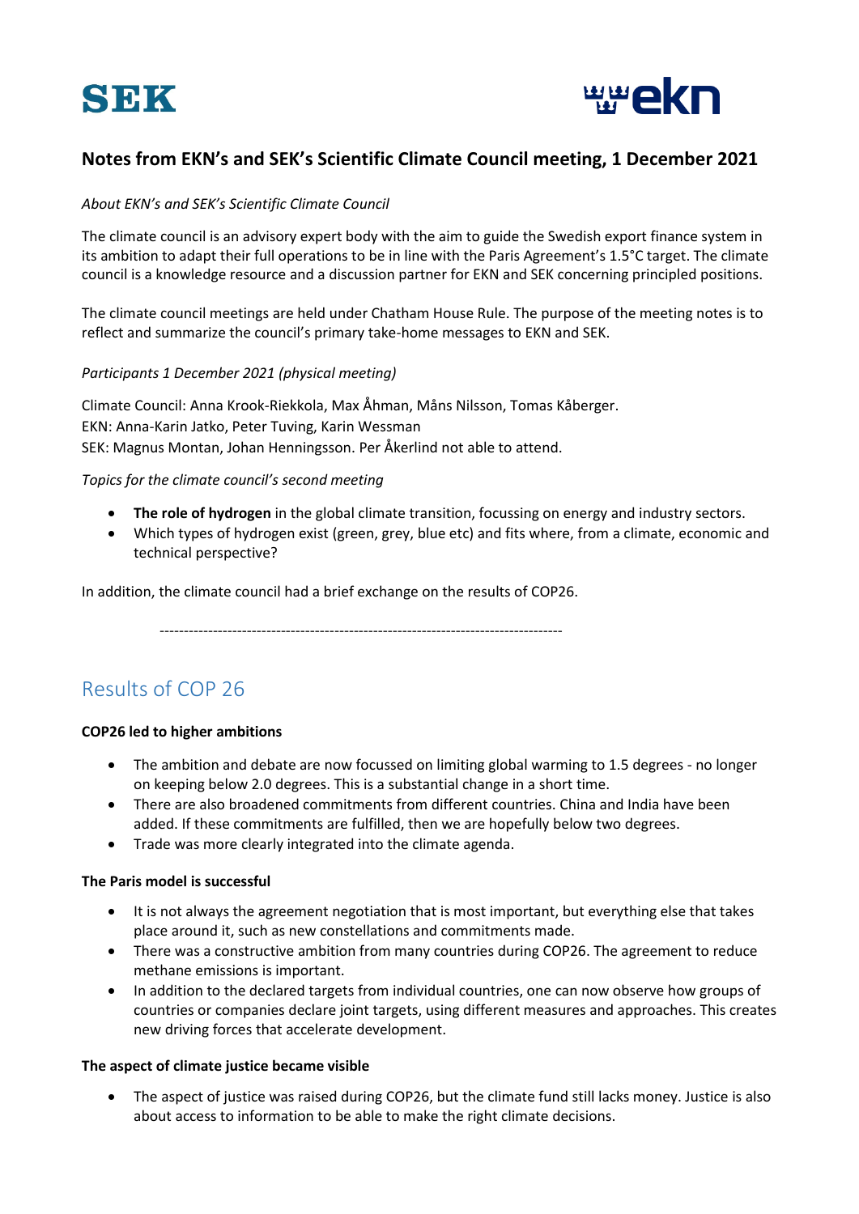# Notes from EKN's and SEK's Scientific Climate Council meeting, 1 December 2021

*About EKN's and SEK's Scientific Climate Council*

The climate council is an advisory expert body with the aim to guide the Swedish export finance system in its ambition to adapt their full operations to be in line with the Paris Agreement's 1.5°C target. The climate council is a knowledge resource and a discussion partner for EKN and SEK concerning principled positions.

The climate council meetings are held under Chatham House Rule. The purpose of the meeting notes is to reflect and summarize the council's primary take-home messages to EKN and SEK.

*Participants 1 December 2021 (physical meeting)*

Climate Council: Anna Krook-Riekkola, Max Åhman, Måns Nilsson, Tomas Kåberger.
EKN: Anna-Karin Jatko, Peter Tuving, Karin Wessman
SEK: Magnus Montan, Johan Henningsson. Per Åkerlind not able to attend.

*Topics for the climate council's second meeting*

- **The role of hydrogen** in the global climate transition, focussing on energy and industry sectors.
- Which types of hydrogen exist (green, grey, blue etc) and fits where, from a climate, economic and technical perspective?

In addition, the climate council had a brief exchange on the results of COP26.

---

## Results of COP 26

**COP26 led to higher ambitions**

- The ambition and debate are now focussed on limiting global warming to 1.5 degrees - no longer on keeping below 2.0 degrees. This is a substantial change in a short time.
- There are also broadened commitments from different countries. China and India have been added. If these commitments are fulfilled, then we are hopefully below two degrees.
- Trade was more clearly integrated into the climate agenda.

**The Paris model is successful**

- It is not always the agreement negotiation that is most important, but everything else that takes place around it, such as new constellations and commitments made.
- There was a constructive ambition from many countries during COP26. The agreement to reduce methane emissions is important.
- In addition to the declared targets from individual countries, one can now observe how groups of countries or companies declare joint targets, using different measures and approaches. This creates new driving forces that accelerate development.

**The aspect of climate justice became visible**

- The aspect of justice was raised during COP26, but the climate fund still lacks money. Justice is also about access to information to be able to make the right climate decisions.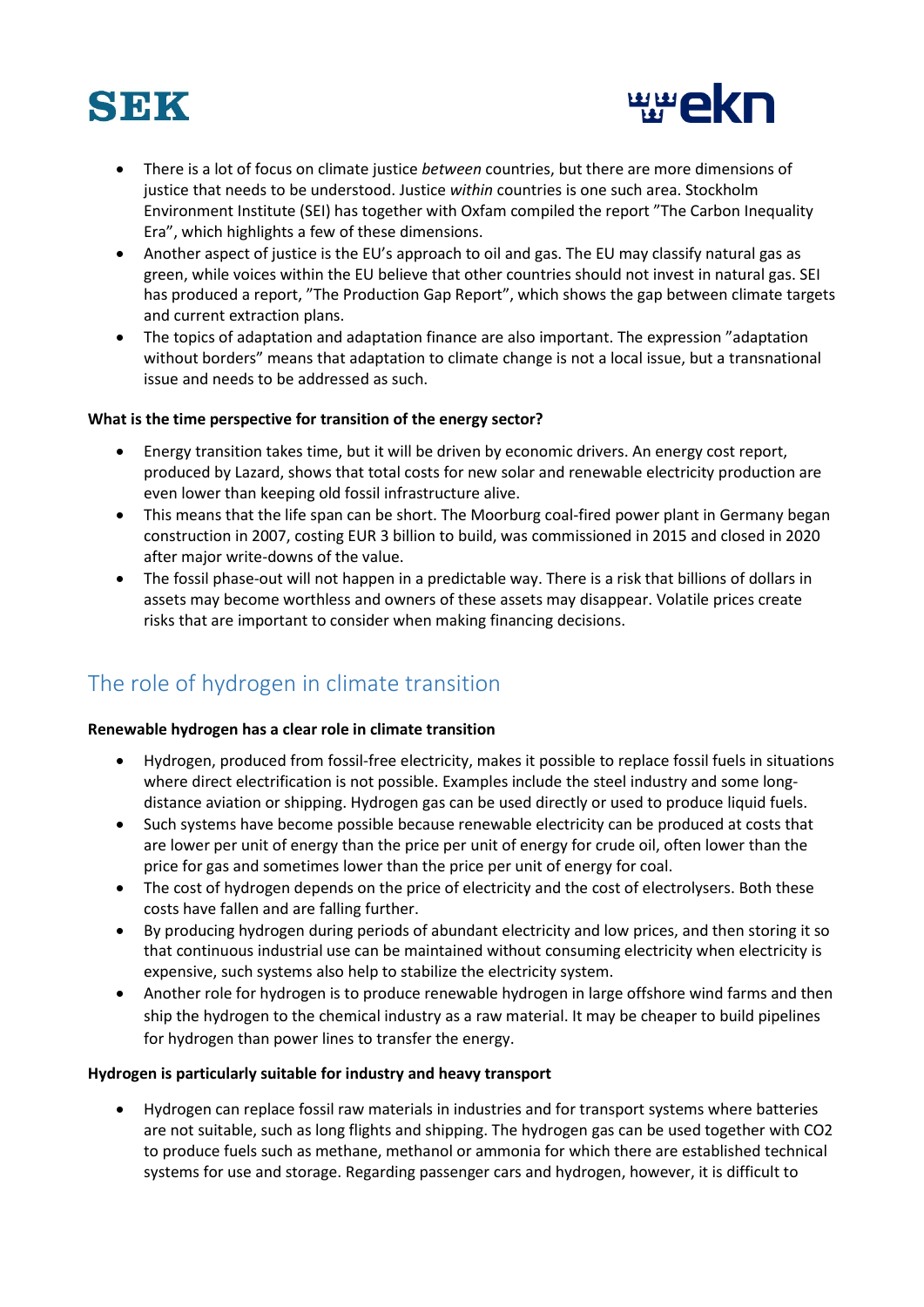- There is a lot of focus on climate justice *between* countries, but there are more dimensions of justice that needs to be understood. Justice *within* countries is one such area. Stockholm Environment Institute (SEI) has together with Oxfam compiled the report ”The Carbon Inequality Era”, which highlights a few of these dimensions.
- Another aspect of justice is the EU's approach to oil and gas. The EU may classify natural gas as green, while voices within the EU believe that other countries should not invest in natural gas. SEI has produced a report, ”The Production Gap Report”, which shows the gap between climate targets and current extraction plans.
- The topics of adaptation and adaptation finance are also important. The expression ”adaptation without borders” means that adaptation to climate change is not a local issue, but a transnational issue and needs to be addressed as such.

**What is the time perspective for transition of the energy sector?**

- Energy transition takes time, but it will be driven by economic drivers. An energy cost report, produced by Lazard, shows that total costs for new solar and renewable electricity production are even lower than keeping old fossil infrastructure alive.
- This means that the life span can be short. The Moorburg coal-fired power plant in Germany began construction in 2007, costing EUR 3 billion to build, was commissioned in 2015 and closed in 2020 after major write-downs of the value.
- The fossil phase-out will not happen in a predictable way. There is a risk that billions of dollars in assets may become worthless and owners of these assets may disappear. Volatile prices create risks that are important to consider when making financing decisions.

## The role of hydrogen in climate transition

**Renewable hydrogen has a clear role in climate transition**

- Hydrogen, produced from fossil-free electricity, makes it possible to replace fossil fuels in situations where direct electrification is not possible. Examples include the steel industry and some long-distance aviation or shipping. Hydrogen gas can be used directly or used to produce liquid fuels.
- Such systems have become possible because renewable electricity can be produced at costs that are lower per unit of energy than the price per unit of energy for crude oil, often lower than the price for gas and sometimes lower than the price per unit of energy for coal.
- The cost of hydrogen depends on the price of electricity and the cost of electrolysers. Both these costs have fallen and are falling further.
- By producing hydrogen during periods of abundant electricity and low prices, and then storing it so that continuous industrial use can be maintained without consuming electricity when electricity is expensive, such systems also help to stabilize the electricity system.
- Another role for hydrogen is to produce renewable hydrogen in large offshore wind farms and then ship the hydrogen to the chemical industry as a raw material. It may be cheaper to build pipelines for hydrogen than power lines to transfer the energy.

**Hydrogen is particularly suitable for industry and heavy transport**

- Hydrogen can replace fossil raw materials in industries and for transport systems where batteries are not suitable, such as long flights and shipping. The hydrogen gas can be used together with $CO_2$ to produce fuels such as methane, methanol or ammonia for which there are established technical systems for use and storage. Regarding passenger cars and hydrogen, however, it is difficult to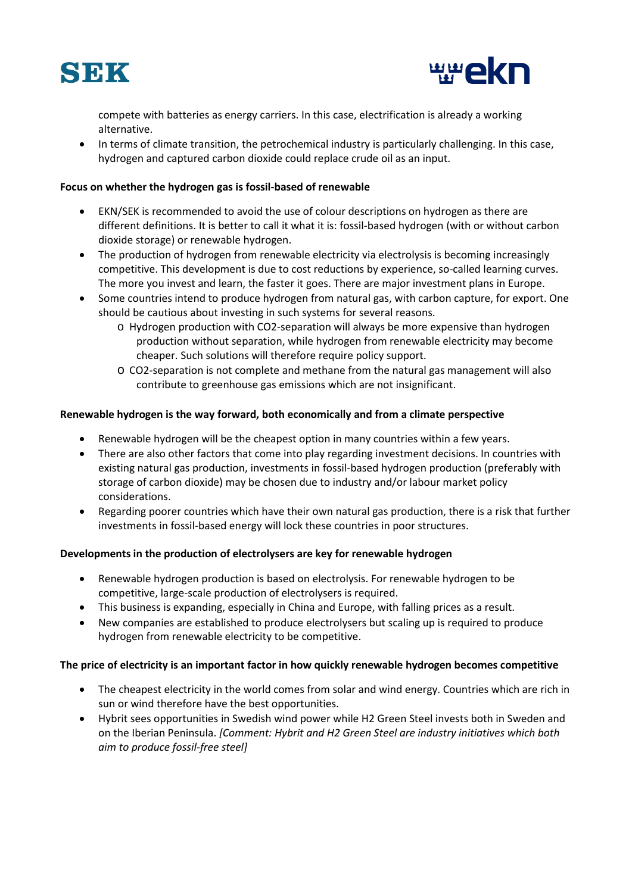compete with batteries as energy carriers. In this case, electrification is already a working alternative.

- In terms of climate transition, the petrochemical industry is particularly challenging. In this case, hydrogen and captured carbon dioxide could replace crude oil as an input.

**Focus on whether the hydrogen gas is fossil-based of renewable**

- EKN/SEK is recommended to avoid the use of colour descriptions on hydrogen as there are different definitions. It is better to call it what it is: fossil-based hydrogen (with or without carbon dioxide storage) or renewable hydrogen.
- The production of hydrogen from renewable electricity via electrolysis is becoming increasingly competitive. This development is due to cost reductions by experience, so-called learning curves. The more you invest and learn, the faster it goes. There are major investment plans in Europe.
- Some countries intend to produce hydrogen from natural gas, with carbon capture, for export. One should be cautious about investing in such systems for several reasons.
    - Hydrogen production with CO2-separation will always be more expensive than hydrogen production without separation, while hydrogen from renewable electricity may become cheaper. Such solutions will therefore require policy support.
    - CO2-separation is not complete and methane from the natural gas management will also contribute to greenhouse gas emissions which are not insignificant.

**Renewable hydrogen is the way forward, both economically and from a climate perspective**

- Renewable hydrogen will be the cheapest option in many countries within a few years.
- There are also other factors that come into play regarding investment decisions. In countries with existing natural gas production, investments in fossil-based hydrogen production (preferably with storage of carbon dioxide) may be chosen due to industry and/or labour market policy considerations.
- Regarding poorer countries which have their own natural gas production, there is a risk that further investments in fossil-based energy will lock these countries in poor structures.

**Developments in the production of electrolysers are key for renewable hydrogen**

- Renewable hydrogen production is based on electrolysis. For renewable hydrogen to be competitive, large-scale production of electrolysers is required.
- This business is expanding, especially in China and Europe, with falling prices as a result.
- New companies are established to produce electrolysers but scaling up is required to produce hydrogen from renewable electricity to be competitive.

**The price of electricity is an important factor in how quickly renewable hydrogen becomes competitive**

- The cheapest electricity in the world comes from solar and wind energy. Countries which are rich in sun or wind therefore have the best opportunities.
- Hybrit sees opportunities in Swedish wind power while H2 Green Steel invests both in Sweden and on the Iberian Peninsula. *[Comment: Hybrit and H2 Green Steel are industry initiatives which both aim to produce fossil-free steel]*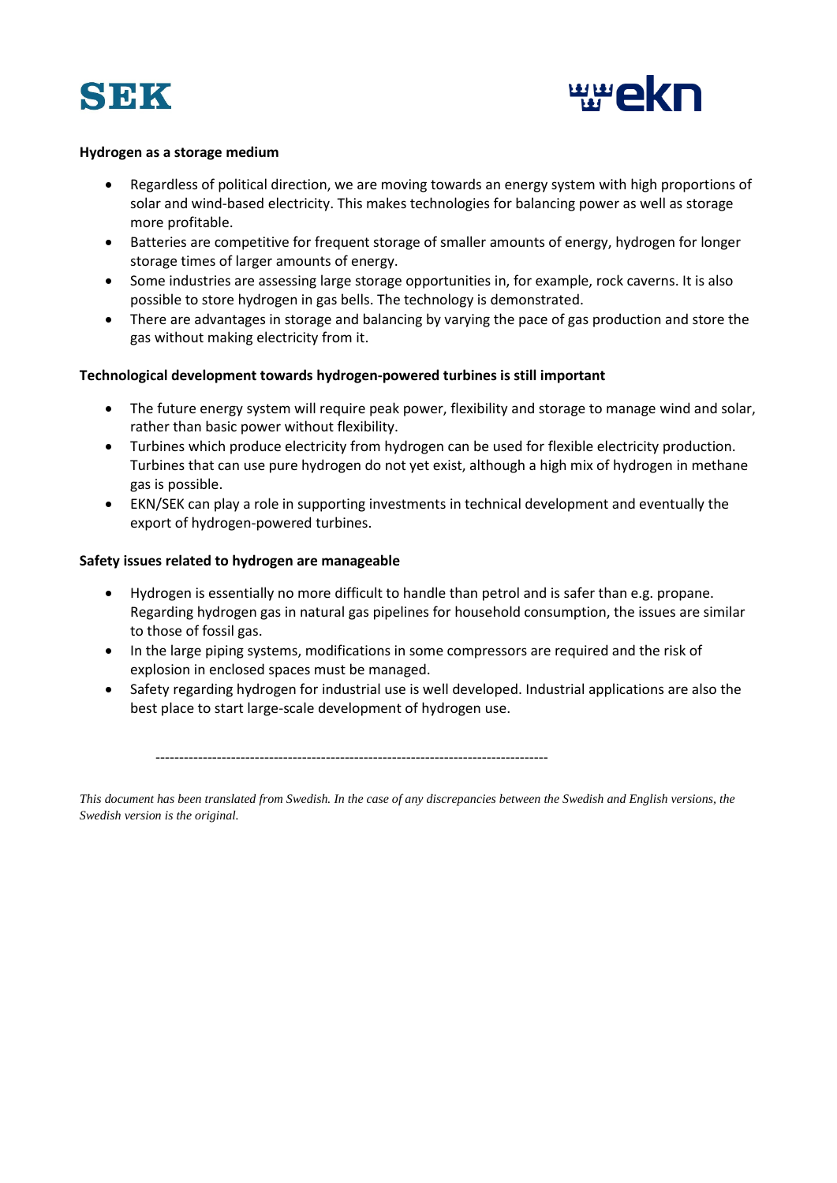**Hydrogen as a storage medium**

- Regardless of political direction, we are moving towards an energy system with high proportions of solar and wind-based electricity. This makes technologies for balancing power as well as storage more profitable.
- Batteries are competitive for frequent storage of smaller amounts of energy, hydrogen for longer storage times of larger amounts of energy.
- Some industries are assessing large storage opportunities in, for example, rock caverns. It is also possible to store hydrogen in gas bells. The technology is demonstrated.
- There are advantages in storage and balancing by varying the pace of gas production and store the gas without making electricity from it.

**Technological development towards hydrogen-powered turbines is still important**

- The future energy system will require peak power, flexibility and storage to manage wind and solar, rather than basic power without flexibility.
- Turbines which produce electricity from hydrogen can be used for flexible electricity production. Turbines that can use pure hydrogen do not yet exist, although a high mix of hydrogen in methane gas is possible.
- EKN/SEK can play a role in supporting investments in technical development and eventually the export of hydrogen-powered turbines.

**Safety issues related to hydrogen are manageable**

- Hydrogen is essentially no more difficult to handle than petrol and is safer than e.g. propane. Regarding hydrogen gas in natural gas pipelines for household consumption, the issues are similar to those of fossil gas.
- In the large piping systems, modifications in some compressors are required and the risk of explosion in enclosed spaces must be managed.
- Safety regarding hydrogen for industrial use is well developed. Industrial applications are also the best place to start large-scale development of hydrogen use.

---

*This document has been translated from Swedish. In the case of any discrepancies between the Swedish and English versions, the Swedish version is the original.*